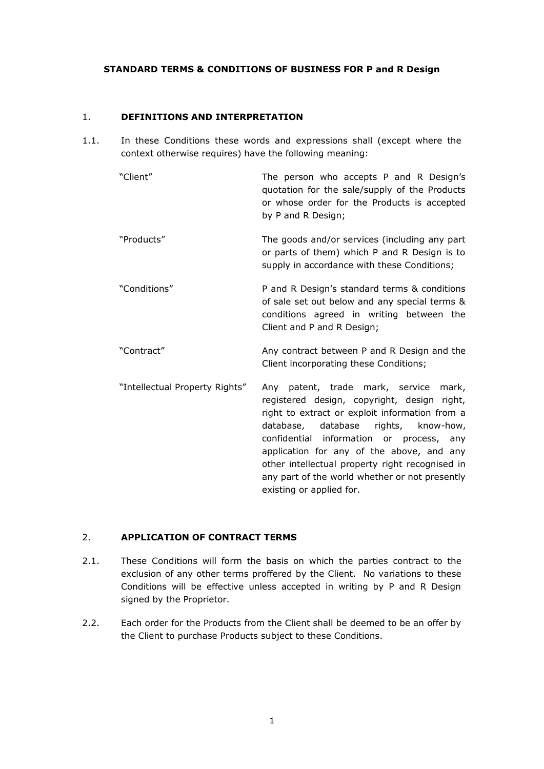**STANDARD TERMS & CONDITIONS OF BUSINESS FOR P and R Design**

## 1. DEFINITIONS AND INTERPRETATION

1.1. In these Conditions these words and expressions shall (except where the context otherwise requires) have the following meaning:

| | |
|---|---|
| "Client" | The person who accepts P and R Design's quotation for the sale/supply of the Products or whose order for the Products is accepted by P and R Design; |
| "Products" | The goods and/or services (including any part or parts of them) which P and R Design is to supply in accordance with these Conditions; |
| "Conditions" | P and R Design's standard terms & conditions of sale set out below and any special terms & conditions agreed in writing between the Client and P and R Design; |
| "Contract" | Any contract between P and R Design and the Client incorporating these Conditions; |
| "Intellectual Property Rights" | Any patent, trade mark, service mark, registered design, copyright, design right, right to extract or exploit information from a database, database rights, know-how, confidential information or process, any application for any of the above, and any other intellectual property right recognised in any part of the world whether or not presently existing or applied for. |

## 2. APPLICATION OF CONTRACT TERMS

2.1. These Conditions will form the basis on which the parties contract to the exclusion of any other terms proffered by the Client. No variations to these Conditions will be effective unless accepted in writing by P and R Design signed by the Proprietor.

2.2. Each order for the Products from the Client shall be deemed to be an offer by the Client to purchase Products subject to these Conditions.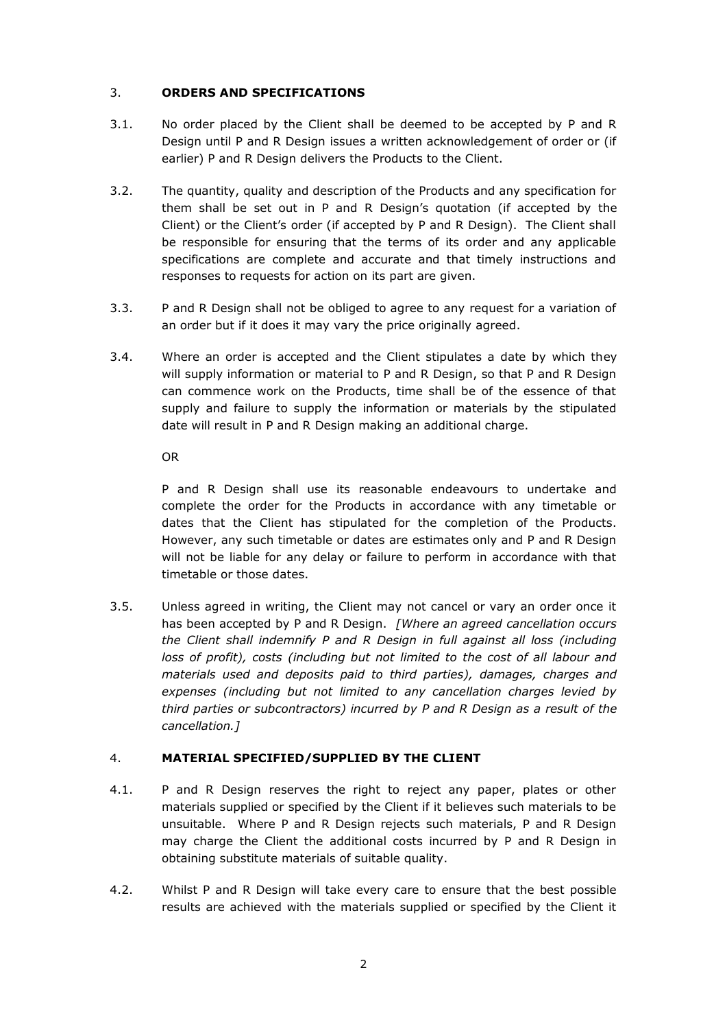## 3. **ORDERS AND SPECIFICATIONS**

3.1. No order placed by the Client shall be deemed to be accepted by P and R Design until P and R Design issues a written acknowledgement of order or (if earlier) P and R Design delivers the Products to the Client.

3.2. The quantity, quality and description of the Products and any specification for them shall be set out in P and R Design's quotation (if accepted by the Client) or the Client's order (if accepted by P and R Design). The Client shall be responsible for ensuring that the terms of its order and any applicable specifications are complete and accurate and that timely instructions and responses to requests for action on its part are given.

3.3. P and R Design shall not be obliged to agree to any request for a variation of an order but if it does it may vary the price originally agreed.

3.4. Where an order is accepted and the Client stipulates a date by which they will supply information or material to P and R Design, so that P and R Design can commence work on the Products, time shall be of the essence of that supply and failure to supply the information or materials by the stipulated date will result in P and R Design making an additional charge.

OR

P and R Design shall use its reasonable endeavours to undertake and complete the order for the Products in accordance with any timetable or dates that the Client has stipulated for the completion of the Products. However, any such timetable or dates are estimates only and P and R Design will not be liable for any delay or failure to perform in accordance with that timetable or those dates.

3.5. Unless agreed in writing, the Client may not cancel or vary an order once it has been accepted by P and R Design. *[Where an agreed cancellation occurs the Client shall indemnify P and R Design in full against all loss (including loss of profit), costs (including but not limited to the cost of all labour and materials used and deposits paid to third parties), damages, charges and expenses (including but not limited to any cancellation charges levied by third parties or subcontractors) incurred by P and R Design as a result of the cancellation.]*

## 4. **MATERIAL SPECIFIED/SUPPLIED BY THE CLIENT**

4.1. P and R Design reserves the right to reject any paper, plates or other materials supplied or specified by the Client if it believes such materials to be unsuitable. Where P and R Design rejects such materials, P and R Design may charge the Client the additional costs incurred by P and R Design in obtaining substitute materials of suitable quality.

4.2. Whilst P and R Design will take every care to ensure that the best possible results are achieved with the materials supplied or specified by the Client it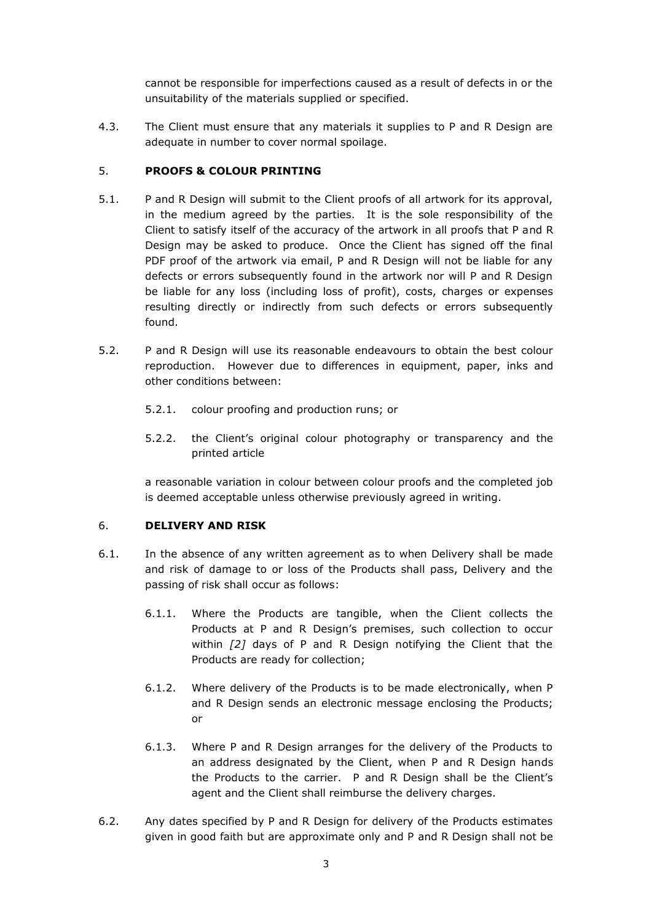cannot be responsible for imperfections caused as a result of defects in or the unsuitability of the materials supplied or specified.

4.3. The Client must ensure that any materials it supplies to P and R Design are adequate in number to cover normal spoilage.

## 5. PROOFS & COLOUR PRINTING

5.1. P and R Design will submit to the Client proofs of all artwork for its approval, in the medium agreed by the parties. It is the sole responsibility of the Client to satisfy itself of the accuracy of the artwork in all proofs that P and R Design may be asked to produce. Once the Client has signed off the final PDF proof of the artwork via email, P and R Design will not be liable for any defects or errors subsequently found in the artwork nor will P and R Design be liable for any loss (including loss of profit), costs, charges or expenses resulting directly or indirectly from such defects or errors subsequently found.

5.2. P and R Design will use its reasonable endeavours to obtain the best colour reproduction. However due to differences in equipment, paper, inks and other conditions between:

5.2.1. colour proofing and production runs; or

5.2.2. the Client's original colour photography or transparency and the printed article

a reasonable variation in colour between colour proofs and the completed job is deemed acceptable unless otherwise previously agreed in writing.

## 6. DELIVERY AND RISK

6.1. In the absence of any written agreement as to when Delivery shall be made and risk of damage to or loss of the Products shall pass, Delivery and the passing of risk shall occur as follows:

6.1.1. Where the Products are tangible, when the Client collects the Products at P and R Design's premises, such collection to occur within *[2]* days of P and R Design notifying the Client that the Products are ready for collection;

6.1.2. Where delivery of the Products is to be made electronically, when P and R Design sends an electronic message enclosing the Products; or

6.1.3. Where P and R Design arranges for the delivery of the Products to an address designated by the Client, when P and R Design hands the Products to the carrier. P and R Design shall be the Client's agent and the Client shall reimburse the delivery charges.

6.2. Any dates specified by P and R Design for delivery of the Products estimates given in good faith but are approximate only and P and R Design shall not be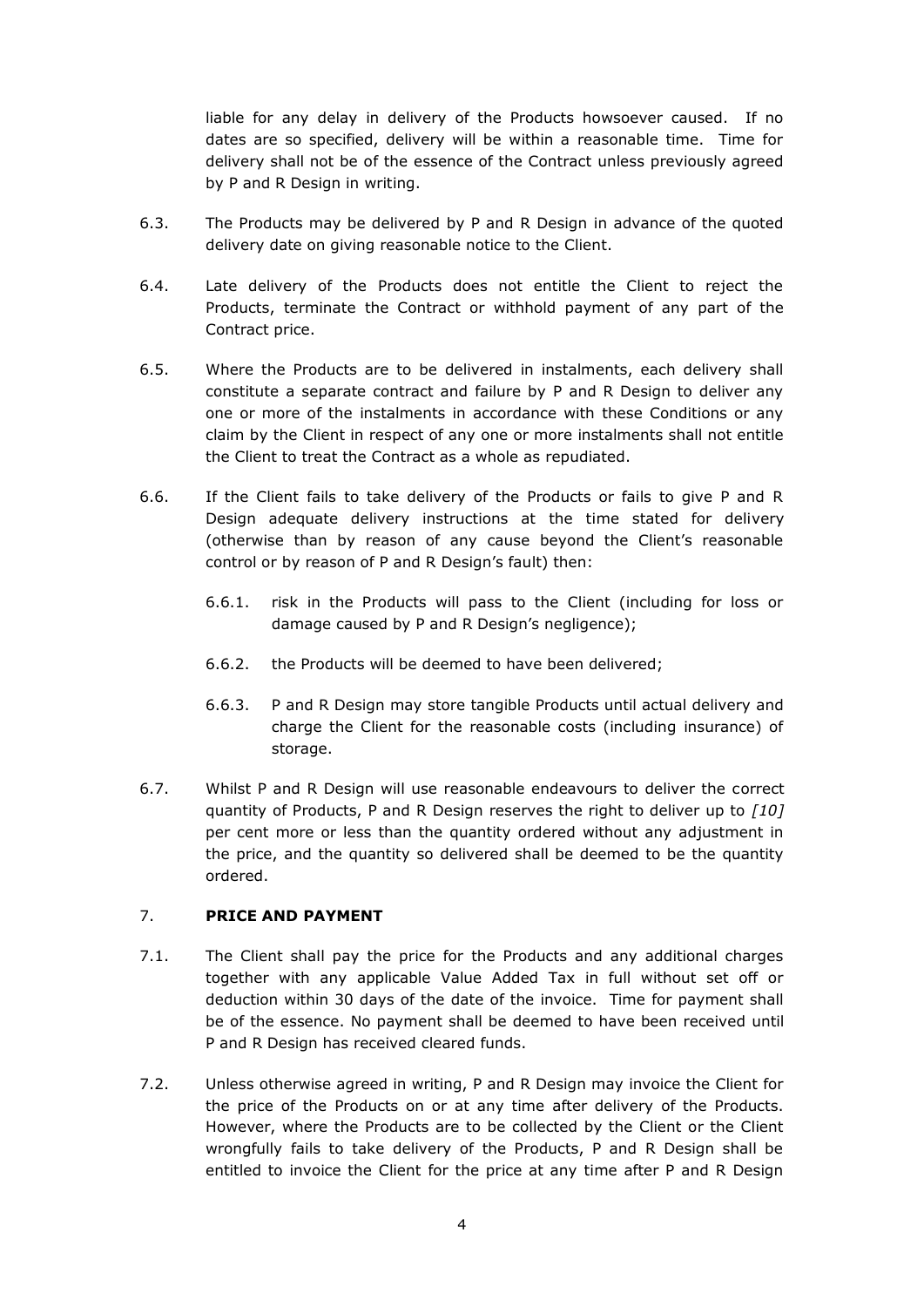liable for any delay in delivery of the Products howsoever caused. If no dates are so specified, delivery will be within a reasonable time. Time for delivery shall not be of the essence of the Contract unless previously agreed by P and R Design in writing.

6.3. The Products may be delivered by P and R Design in advance of the quoted delivery date on giving reasonable notice to the Client.

6.4. Late delivery of the Products does not entitle the Client to reject the Products, terminate the Contract or withhold payment of any part of the Contract price.

6.5. Where the Products are to be delivered in instalments, each delivery shall constitute a separate contract and failure by P and R Design to deliver any one or more of the instalments in accordance with these Conditions or any claim by the Client in respect of any one or more instalments shall not entitle the Client to treat the Contract as a whole as repudiated.

6.6. If the Client fails to take delivery of the Products or fails to give P and R Design adequate delivery instructions at the time stated for delivery (otherwise than by reason of any cause beyond the Client's reasonable control or by reason of P and R Design's fault) then:

6.6.1. risk in the Products will pass to the Client (including for loss or damage caused by P and R Design's negligence);

6.6.2. the Products will be deemed to have been delivered;

6.6.3. P and R Design may store tangible Products until actual delivery and charge the Client for the reasonable costs (including insurance) of storage.

6.7. Whilst P and R Design will use reasonable endeavours to deliver the correct quantity of Products, P and R Design reserves the right to deliver up to *[10]* per cent more or less than the quantity ordered without any adjustment in the price, and the quantity so delivered shall be deemed to be the quantity ordered.

## 7. PRICE AND PAYMENT

7.1. The Client shall pay the price for the Products and any additional charges together with any applicable Value Added Tax in full without set off or deduction within 30 days of the date of the invoice. Time for payment shall be of the essence. No payment shall be deemed to have been received until P and R Design has received cleared funds.

7.2. Unless otherwise agreed in writing, P and R Design may invoice the Client for the price of the Products on or at any time after delivery of the Products. However, where the Products are to be collected by the Client or the Client wrongfully fails to take delivery of the Products, P and R Design shall be entitled to invoice the Client for the price at any time after P and R Design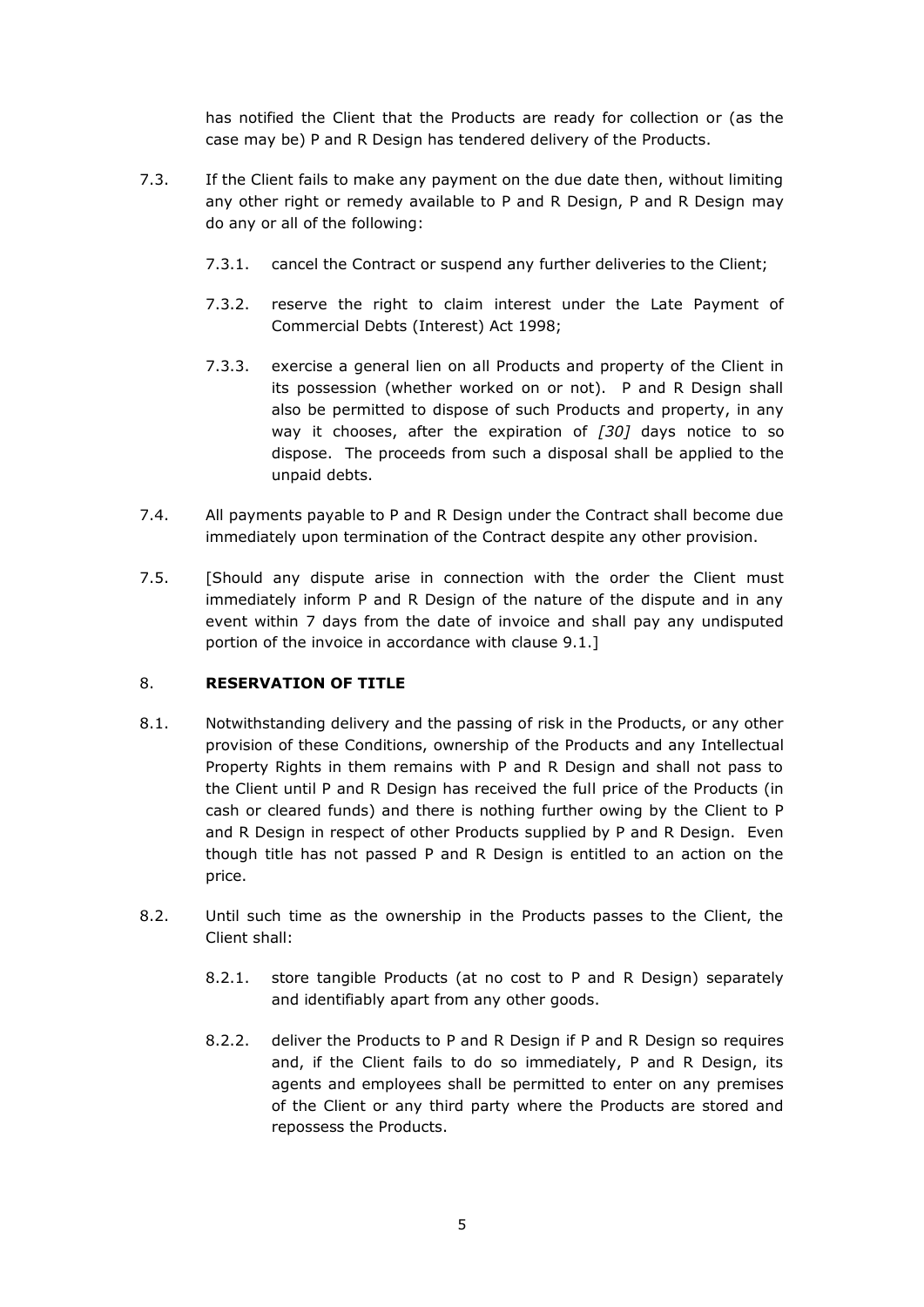has notified the Client that the Products are ready for collection or (as the case may be) P and R Design has tendered delivery of the Products.

7.3. If the Client fails to make any payment on the due date then, without limiting any other right or remedy available to P and R Design, P and R Design may do any or all of the following:

7.3.1. cancel the Contract or suspend any further deliveries to the Client;

7.3.2. reserve the right to claim interest under the Late Payment of Commercial Debts (Interest) Act 1998;

7.3.3. exercise a general lien on all Products and property of the Client in its possession (whether worked on or not). P and R Design shall also be permitted to dispose of such Products and property, in any way it chooses, after the expiration of *[30]* days notice to so dispose. The proceeds from such a disposal shall be applied to the unpaid debts.

7.4. All payments payable to P and R Design under the Contract shall become due immediately upon termination of the Contract despite any other provision.

7.5. [Should any dispute arise in connection with the order the Client must immediately inform P and R Design of the nature of the dispute and in any event within 7 days from the date of invoice and shall pay any undisputed portion of the invoice in accordance with clause 9.1.]

## 8. RESERVATION OF TITLE

8.1. Notwithstanding delivery and the passing of risk in the Products, or any other provision of these Conditions, ownership of the Products and any Intellectual Property Rights in them remains with P and R Design and shall not pass to the Client until P and R Design has received the full price of the Products (in cash or cleared funds) and there is nothing further owing by the Client to P and R Design in respect of other Products supplied by P and R Design. Even though title has not passed P and R Design is entitled to an action on the price.

8.2. Until such time as the ownership in the Products passes to the Client, the Client shall:

8.2.1. store tangible Products (at no cost to P and R Design) separately and identifiably apart from any other goods.

8.2.2. deliver the Products to P and R Design if P and R Design so requires and, if the Client fails to do so immediately, P and R Design, its agents and employees shall be permitted to enter on any premises of the Client or any third party where the Products are stored and repossess the Products.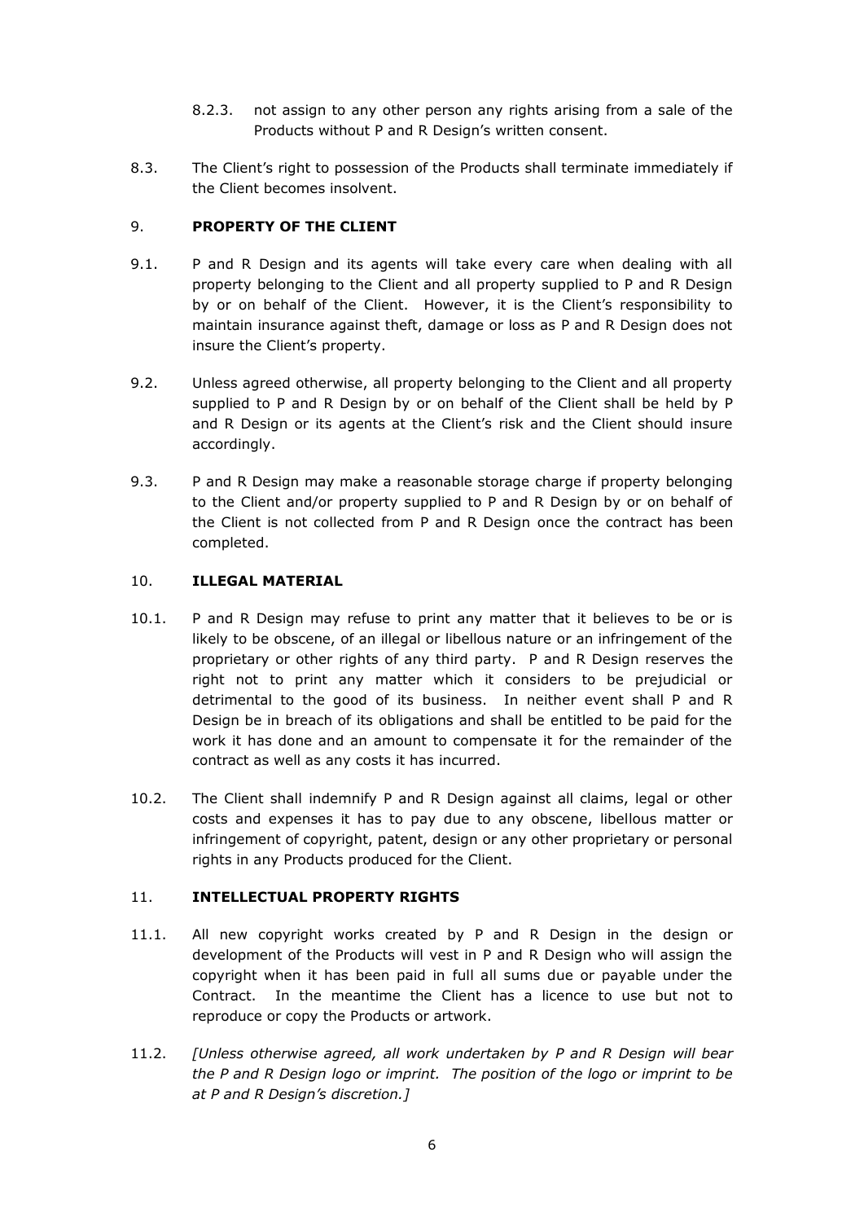8.2.3. not assign to any other person any rights arising from a sale of the Products without P and R Design's written consent.

8.3. The Client's right to possession of the Products shall terminate immediately if the Client becomes insolvent.

## 9. **PROPERTY OF THE CLIENT**

9.1. P and R Design and its agents will take every care when dealing with all property belonging to the Client and all property supplied to P and R Design by or on behalf of the Client. However, it is the Client's responsibility to maintain insurance against theft, damage or loss as P and R Design does not insure the Client's property.

9.2. Unless agreed otherwise, all property belonging to the Client and all property supplied to P and R Design by or on behalf of the Client shall be held by P and R Design or its agents at the Client's risk and the Client should insure accordingly.

9.3. P and R Design may make a reasonable storage charge if property belonging to the Client and/or property supplied to P and R Design by or on behalf of the Client is not collected from P and R Design once the contract has been completed.

## 10. **ILLEGAL MATERIAL**

10.1. P and R Design may refuse to print any matter that it believes to be or is likely to be obscene, of an illegal or libellous nature or an infringement of the proprietary or other rights of any third party. P and R Design reserves the right not to print any matter which it considers to be prejudicial or detrimental to the good of its business. In neither event shall P and R Design be in breach of its obligations and shall be entitled to be paid for the work it has done and an amount to compensate it for the remainder of the contract as well as any costs it has incurred.

10.2. The Client shall indemnify P and R Design against all claims, legal or other costs and expenses it has to pay due to any obscene, libellous matter or infringement of copyright, patent, design or any other proprietary or personal rights in any Products produced for the Client.

## 11. **INTELLECTUAL PROPERTY RIGHTS**

11.1. All new copyright works created by P and R Design in the design or development of the Products will vest in P and R Design who will assign the copyright when it has been paid in full all sums due or payable under the Contract. In the meantime the Client has a licence to use but not to reproduce or copy the Products or artwork.

11.2. *[Unless otherwise agreed, all work undertaken by P and R Design will bear the P and R Design logo or imprint. The position of the logo or imprint to be at P and R Design's discretion.]*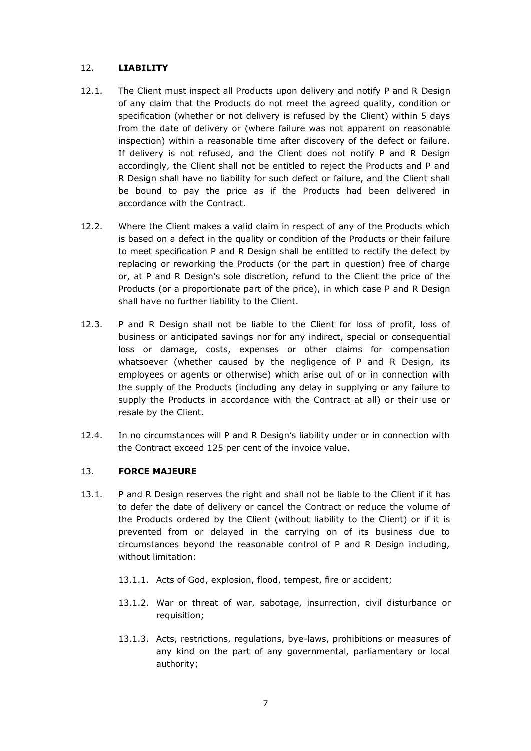## 12. LIABILITY

12.1. The Client must inspect all Products upon delivery and notify P and R Design of any claim that the Products do not meet the agreed quality, condition or specification (whether or not delivery is refused by the Client) within 5 days from the date of delivery or (where failure was not apparent on reasonable inspection) within a reasonable time after discovery of the defect or failure. If delivery is not refused, and the Client does not notify P and R Design accordingly, the Client shall not be entitled to reject the Products and P and R Design shall have no liability for such defect or failure, and the Client shall be bound to pay the price as if the Products had been delivered in accordance with the Contract.

12.2. Where the Client makes a valid claim in respect of any of the Products which is based on a defect in the quality or condition of the Products or their failure to meet specification P and R Design shall be entitled to rectify the defect by replacing or reworking the Products (or the part in question) free of charge or, at P and R Design's sole discretion, refund to the Client the price of the Products (or a proportionate part of the price), in which case P and R Design shall have no further liability to the Client.

12.3. P and R Design shall not be liable to the Client for loss of profit, loss of business or anticipated savings nor for any indirect, special or consequential loss or damage, costs, expenses or other claims for compensation whatsoever (whether caused by the negligence of P and R Design, its employees or agents or otherwise) which arise out of or in connection with the supply of the Products (including any delay in supplying or any failure to supply the Products in accordance with the Contract at all) or their use or resale by the Client.

12.4. In no circumstances will P and R Design's liability under or in connection with the Contract exceed 125 per cent of the invoice value.

## 13. FORCE MAJEURE

13.1. P and R Design reserves the right and shall not be liable to the Client if it has to defer the date of delivery or cancel the Contract or reduce the volume of the Products ordered by the Client (without liability to the Client) or if it is prevented from or delayed in the carrying on of its business due to circumstances beyond the reasonable control of P and R Design including, without limitation:

13.1.1. Acts of God, explosion, flood, tempest, fire or accident;

13.1.2. War or threat of war, sabotage, insurrection, civil disturbance or requisition;

13.1.3. Acts, restrictions, regulations, bye-laws, prohibitions or measures of any kind on the part of any governmental, parliamentary or local authority;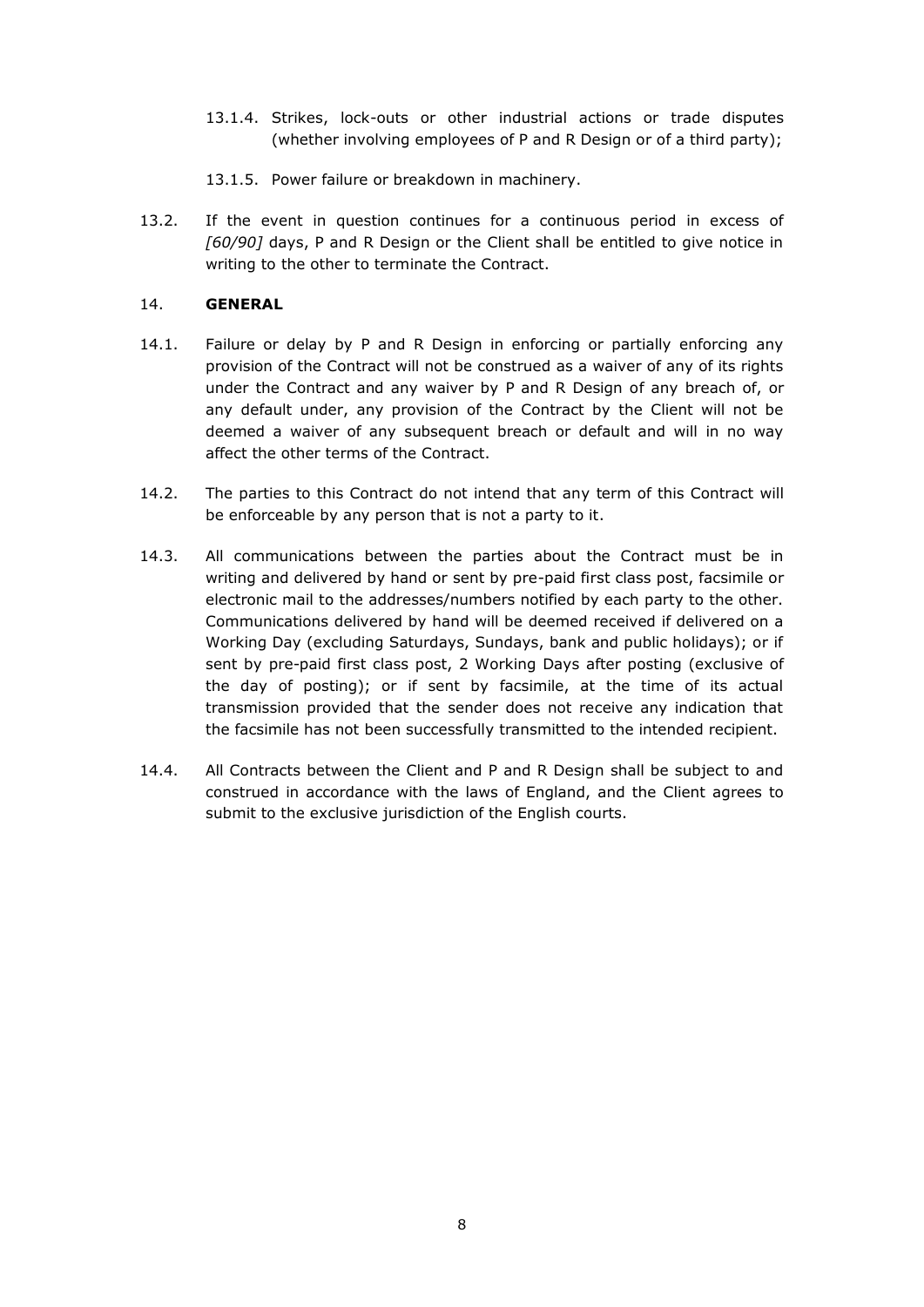13.1.4. Strikes, lock-outs or other industrial actions or trade disputes (whether involving employees of P and R Design or of a third party);

13.1.5. Power failure or breakdown in machinery.

13.2. If the event in question continues for a continuous period in excess of *[60/90]* days, P and R Design or the Client shall be entitled to give notice in writing to the other to terminate the Contract.

14. **GENERAL**

14.1. Failure or delay by P and R Design in enforcing or partially enforcing any provision of the Contract will not be construed as a waiver of any of its rights under the Contract and any waiver by P and R Design of any breach of, or any default under, any provision of the Contract by the Client will not be deemed a waiver of any subsequent breach or default and will in no way affect the other terms of the Contract.

14.2. The parties to this Contract do not intend that any term of this Contract will be enforceable by any person that is not a party to it.

14.3. All communications between the parties about the Contract must be in writing and delivered by hand or sent by pre-paid first class post, facsimile or electronic mail to the addresses/numbers notified by each party to the other. Communications delivered by hand will be deemed received if delivered on a Working Day (excluding Saturdays, Sundays, bank and public holidays); or if sent by pre-paid first class post, 2 Working Days after posting (exclusive of the day of posting); or if sent by facsimile, at the time of its actual transmission provided that the sender does not receive any indication that the facsimile has not been successfully transmitted to the intended recipient.

14.4. All Contracts between the Client and P and R Design shall be subject to and construed in accordance with the laws of England, and the Client agrees to submit to the exclusive jurisdiction of the English courts.